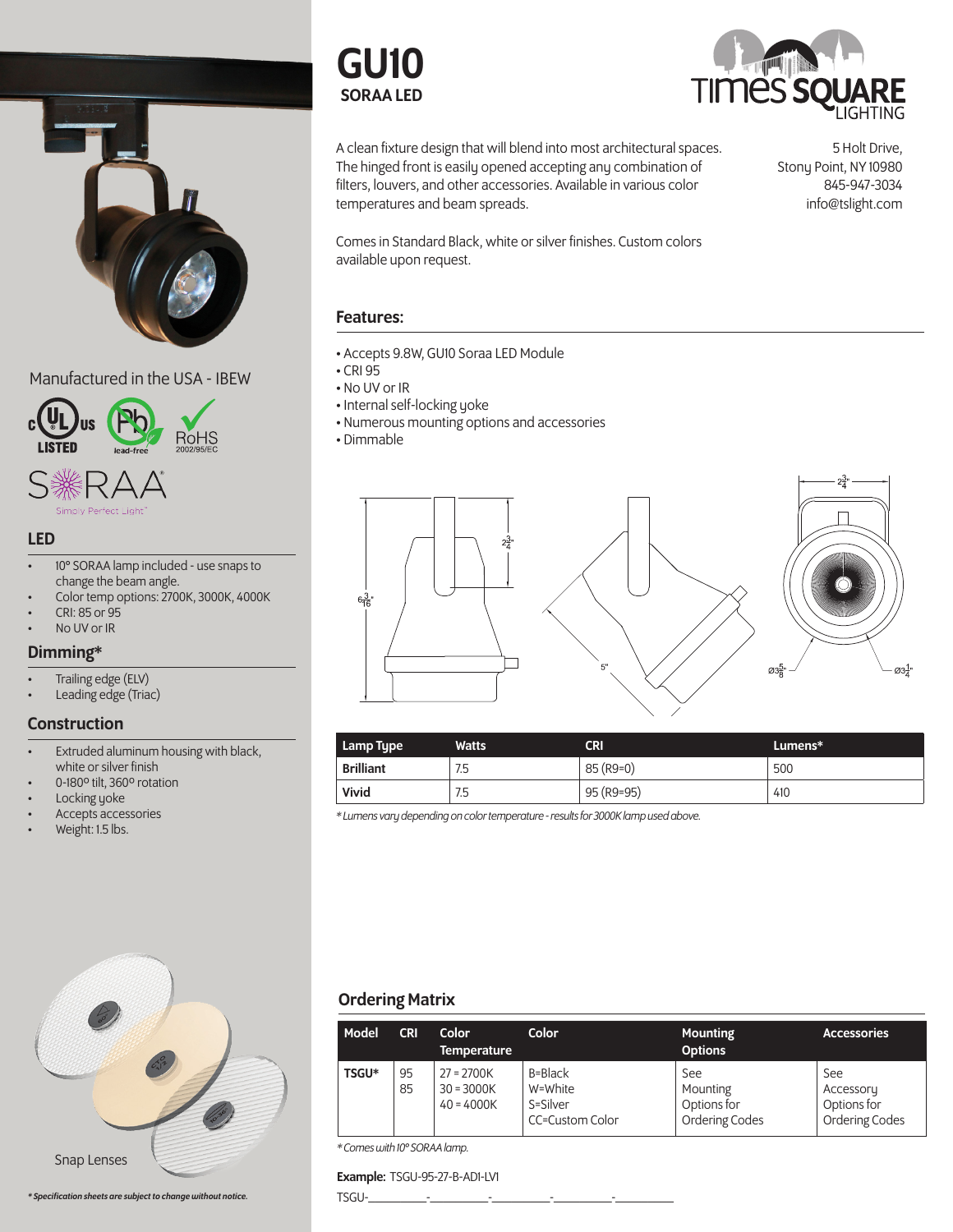# GU10

## SORAA LED

TIMES SQUARE LIGHTING

A clean fixture design that will blend into most architectural spaces. The hinged front is easily opened accepting any combination of filters, louvers, and other accessories. Available in various color temperatures and beam spreads.

Comes in Standard Black, white or silver finishes. Custom colors available upon request.

5 Holt Drive,
Stony Point, NY 10980
845-947-3034
info@tslight.com

Manufactured in the USA - IBEW

### LED

- 10° SORAA lamp included - use snaps to change the beam angle.
- Color temp options: 2700K, 3000K, 4000K
- CRI: 85 or 95
- No UV or IR

### Dimming*

- Trailing edge (ELV)
- Leading edge (Triac)

### Construction

- Extruded aluminum housing with black, white or silver finish
- 0-180º tilt, 360º rotation
- Locking yoke
- Accepts accessories
- Weight: 1.5 lbs.

### Features:

- Accepts 9.8W, GU10 Soraa LED Module
- CRI 95
- No UV or IR
- Internal self-locking yoke
- Numerous mounting options and accessories
- Dimmable

6 3/16"
2 3/4"
5"
2 3/4"
Ø3 5/8"
Ø3 1/4"

| Lamp Type | Watts | CRI | Lumens* |
|---|---|---|---|
| Brilliant | 7.5 | 85 (R9=0) | 500 |
| Vivid | 7.5 | 95 (R9=95) | 410 |

*Lumens vary depending on color temperature - results for 3000K lamp used above.*

Snap Lenses

## Ordering Matrix

| Model | CRI | Color Temperature | Color | Mounting Options | Accessories |
|---|---|---|---|---|---|
| TSGU* | 95<br>85 | 27 = 2700K<br>30 = 3000K<br>40 = 4000K | B=Black<br>W=White<br>S=Silver<br>CC=Custom Color | See Mounting Options for Ordering Codes | See Accessory Options for Ordering Codes |

*Comes with 10° SORAA lamp.*

**Example:** TSGU-95-27-B-AD1-LV1

TSGU-\_\_\_\_\_\_-\_\_\_\_\_\_-\_\_\_\_\_\_-\_\_\_\_\_\_-\_\_\_\_\_\_

***Specification sheets are subject to change without notice.***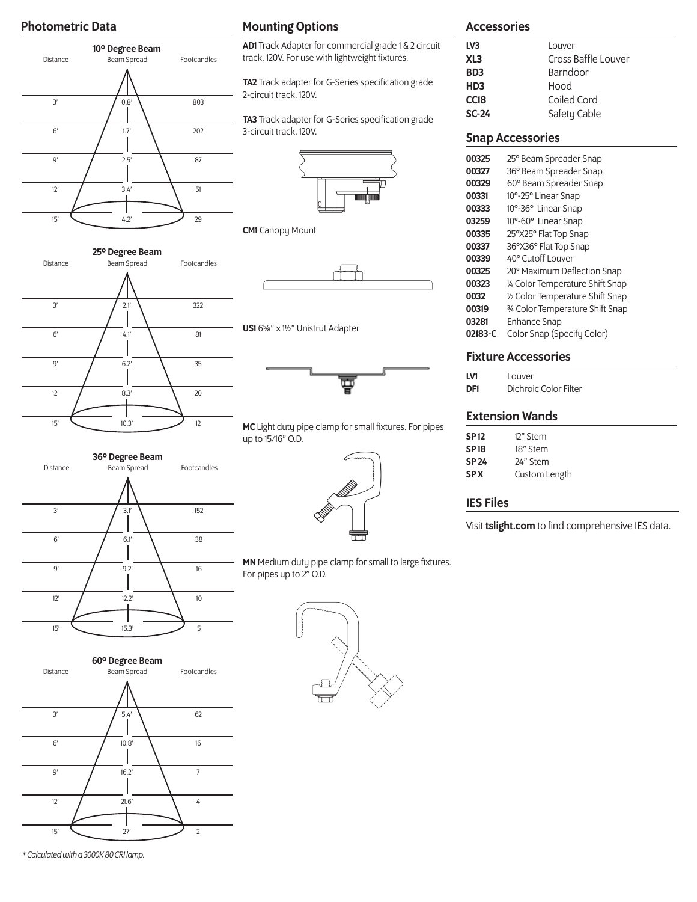## Photometric Data

**10° Degree Beam**

Distance | Beam Spread | Footcandles

3' 0.8' 803

6' 1.7' 202

9' 2.5' 87

12' 3.4' 51

15' 4.2' 29

**25° Degree Beam**

Distance | Beam Spread | Footcandles

3' 2.1' 322

6' 4.1' 81

9' 6.2' 35

12' 8.3' 20

15' 10.3' 12

**36° Degree Beam**

Distance | Beam Spread | Footcandles

3' 3.1' 152

6' 6.1' 38

9' 9.2' 16

12' 12.2' 10

15' 15.3' 5

**60° Degree Beam**

Distance | Beam Spread | Footcandles

3' 5.4' 62

6' 10.8' 16

9' 16.2' 7

12' 21.6' 4

15' 27' 2

*\*Calculated with a 3000K 80 CRI lamp.*

## Mounting Options

**AD1** Track Adapter for commercial grade 1 & 2 circuit track. 120V. For use with lightweight fixtures.

**TA2** Track adapter for G-Series specification grade 2-circuit track. 120V.

**TA3** Track adapter for G-Series specification grade 3-circuit track. 120V.

**CM1** Canopy Mount

**US1** 6⅝" x 1½" Unistrut Adapter

**MC** Light duty pipe clamp for small fixtures. For pipes up to 15/16" O.D.

**MN** Medium duty pipe clamp for small to large fixtures. For pipes up to 2" O.D.

## Accessories

| | |
|---|---|
| **LV3** | Louver |
| **XL3** | Cross Baffle Louver |
| **BD3** | Barndoor |
| **HD3** | Hood |
| **CC18** | Coiled Cord |
| **SC-24** | Safety Cable |

## Snap Accessories

| | |
|---|---|
| **00325** | 25° Beam Spreader Snap |
| **00327** | 36° Beam Spreader Snap |
| **00329** | 60° Beam Spreader Snap |
| **00331** | 10°-25° Linear Snap |
| **00333** | 10°-36° Linear Snap |
| **03259** | 10°-60° Linear Snap |
| **00335** | 25°X25° Flat Top Snap |
| **00337** | 36°X36° Flat Top Snap |
| **00339** | 40° Cutoff Louver |
| **00325** | 20° Maximum Deflection Snap |
| **00323** | ¼ Color Temperature Shift Snap |
| **0032** | ½ Color Temperature Shift Snap |
| **00319** | ¾ Color Temperature Shift Snap |
| **03281** | Enhance Snap |
| **02183-C** | Color Snap (Specify Color) |

## Fixture Accessories

| | |
|---|---|
| **LV1** | Louver |
| **DF1** | Dichroic Color Filter |

## Extension Wands

| | |
|---|---|
| **SP 12** | 12" Stem |
| **SP 18** | 18" Stem |
| **SP 24** | 24" Stem |
| **SP X** | Custom Length |

## IES Files

Visit **tslight.com** to find comprehensive IES data.